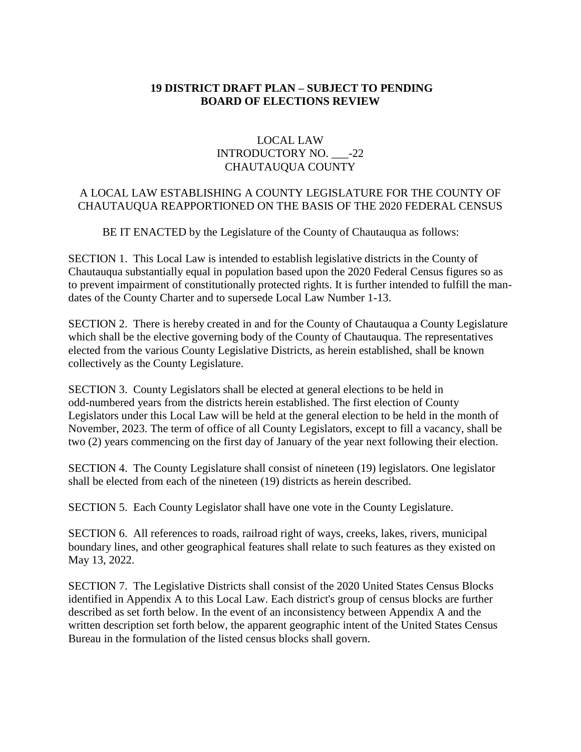**19 DISTRICT DRAFT PLAN – SUBJECT TO PENDING BOARD OF ELECTIONS REVIEW**

LOCAL LAW
INTRODUCTORY NO. ___-22
CHAUTAUQUA COUNTY

A LOCAL LAW ESTABLISHING A COUNTY LEGISLATURE FOR THE COUNTY OF CHAUTAUQUA REAPPORTIONED ON THE BASIS OF THE 2020 FEDERAL CENSUS

BE IT ENACTED by the Legislature of the County of Chautauqua as follows:

SECTION 1. This Local Law is intended to establish legislative districts in the County of Chautauqua substantially equal in population based upon the 2020 Federal Census figures so as to prevent impairment of constitutionally protected rights. It is further intended to fulfill the mandates of the County Charter and to supersede Local Law Number 1-13.

SECTION 2. There is hereby created in and for the County of Chautauqua a County Legislature which shall be the elective governing body of the County of Chautauqua. The representatives elected from the various County Legislative Districts, as herein established, shall be known collectively as the County Legislature.

SECTION 3. County Legislators shall be elected at general elections to be held in odd-numbered years from the districts herein established. The first election of County Legislators under this Local Law will be held at the general election to be held in the month of November, 2023. The term of office of all County Legislators, except to fill a vacancy, shall be two (2) years commencing on the first day of January of the year next following their election.

SECTION 4. The County Legislature shall consist of nineteen (19) legislators. One legislator shall be elected from each of the nineteen (19) districts as herein described.

SECTION 5. Each County Legislator shall have one vote in the County Legislature.

SECTION 6. All references to roads, railroad right of ways, creeks, lakes, rivers, municipal boundary lines, and other geographical features shall relate to such features as they existed on May 13, 2022.

SECTION 7. The Legislative Districts shall consist of the 2020 United States Census Blocks identified in Appendix A to this Local Law. Each district's group of census blocks are further described as set forth below. In the event of an inconsistency between Appendix A and the written description set forth below, the apparent geographic intent of the United States Census Bureau in the formulation of the listed census blocks shall govern.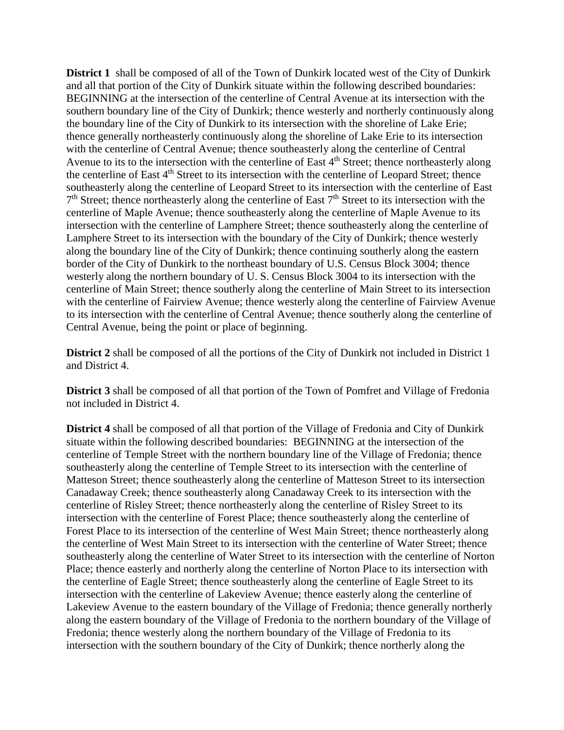**District 1** shall be composed of all of the Town of Dunkirk located west of the City of Dunkirk and all that portion of the City of Dunkirk situate within the following described boundaries: BEGINNING at the intersection of the centerline of Central Avenue at its intersection with the southern boundary line of the City of Dunkirk; thence westerly and northerly continuously along the boundary line of the City of Dunkirk to its intersection with the shoreline of Lake Erie; thence generally northeasterly continuously along the shoreline of Lake Erie to its intersection with the centerline of Central Avenue; thence southeasterly along the centerline of Central Avenue to its to the intersection with the centerline of East 4th Street; thence northeasterly along the centerline of East 4th Street to its intersection with the centerline of Leopard Street; thence southeasterly along the centerline of Leopard Street to its intersection with the centerline of East 7th Street; thence northeasterly along the centerline of East 7th Street to its intersection with the centerline of Maple Avenue; thence southeasterly along the centerline of Maple Avenue to its intersection with the centerline of Lamphere Street; thence southeasterly along the centerline of Lamphere Street to its intersection with the boundary of the City of Dunkirk; thence westerly along the boundary line of the City of Dunkirk; thence continuing southerly along the eastern border of the City of Dunkirk to the northeast boundary of U.S. Census Block 3004; thence westerly along the northern boundary of U. S. Census Block 3004 to its intersection with the centerline of Main Street; thence southerly along the centerline of Main Street to its intersection with the centerline of Fairview Avenue; thence westerly along the centerline of Fairview Avenue to its intersection with the centerline of Central Avenue; thence southerly along the centerline of Central Avenue, being the point or place of beginning.

**District 2** shall be composed of all the portions of the City of Dunkirk not included in District 1 and District 4.

**District 3** shall be composed of all that portion of the Town of Pomfret and Village of Fredonia not included in District 4.

**District 4** shall be composed of all that portion of the Village of Fredonia and City of Dunkirk situate within the following described boundaries: BEGINNING at the intersection of the centerline of Temple Street with the northern boundary line of the Village of Fredonia; thence southeasterly along the centerline of Temple Street to its intersection with the centerline of Matteson Street; thence southeasterly along the centerline of Matteson Street to its intersection Canadaway Creek; thence southeasterly along Canadaway Creek to its intersection with the centerline of Risley Street; thence northeasterly along the centerline of Risley Street to its intersection with the centerline of Forest Place; thence southeasterly along the centerline of Forest Place to its intersection of the centerline of West Main Street; thence northeasterly along the centerline of West Main Street to its intersection with the centerline of Water Street; thence southeasterly along the centerline of Water Street to its intersection with the centerline of Norton Place; thence easterly and northerly along the centerline of Norton Place to its intersection with the centerline of Eagle Street; thence southeasterly along the centerline of Eagle Street to its intersection with the centerline of Lakeview Avenue; thence easterly along the centerline of Lakeview Avenue to the eastern boundary of the Village of Fredonia; thence generally northerly along the eastern boundary of the Village of Fredonia to the northern boundary of the Village of Fredonia; thence westerly along the northern boundary of the Village of Fredonia to its intersection with the southern boundary of the City of Dunkirk; thence northerly along the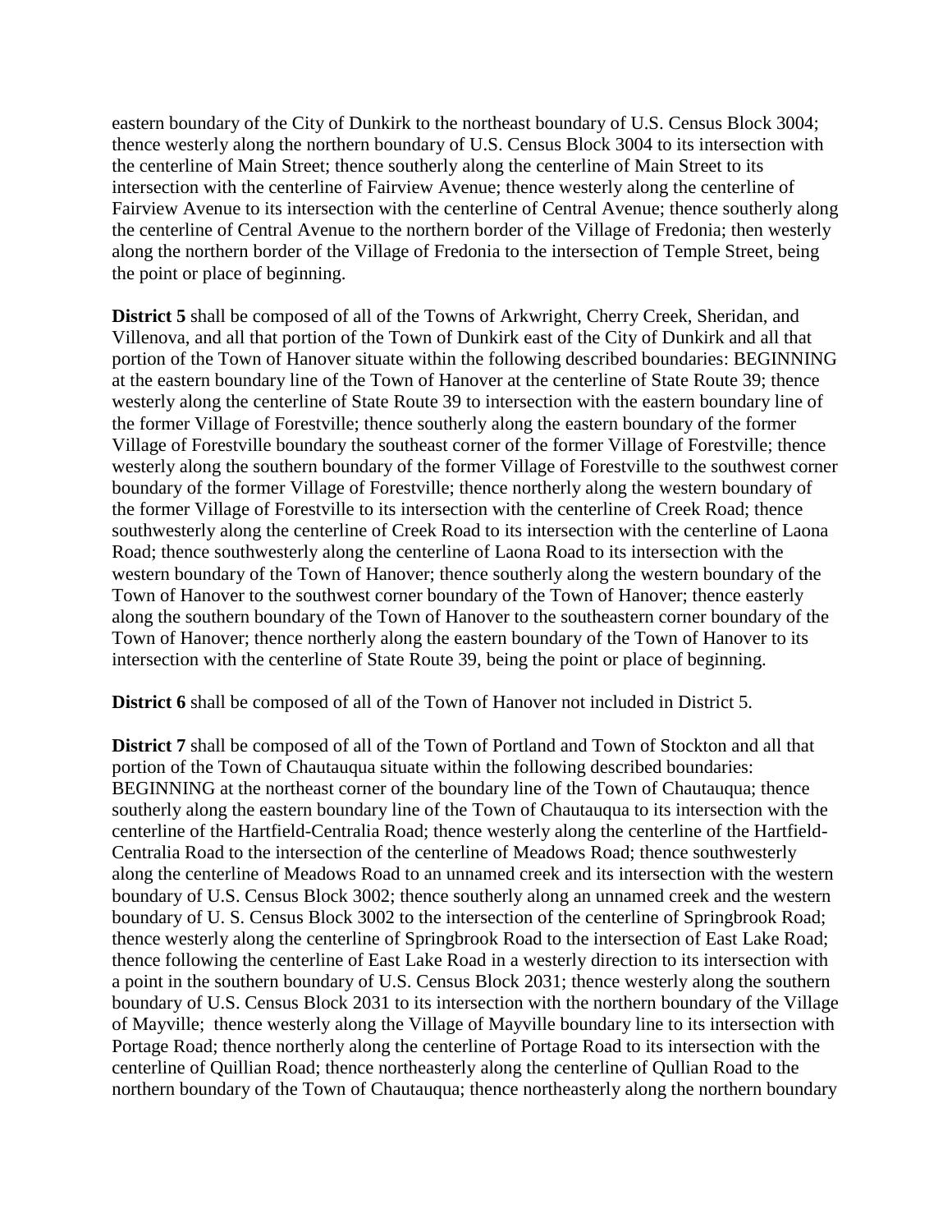eastern boundary of the City of Dunkirk to the northeast boundary of U.S. Census Block 3004; thence westerly along the northern boundary of U.S. Census Block 3004 to its intersection with the centerline of Main Street; thence southerly along the centerline of Main Street to its intersection with the centerline of Fairview Avenue; thence westerly along the centerline of Fairview Avenue to its intersection with the centerline of Central Avenue; thence southerly along the centerline of Central Avenue to the northern border of the Village of Fredonia; then westerly along the northern border of the Village of Fredonia to the intersection of Temple Street, being the point or place of beginning.

**District 5** shall be composed of all of the Towns of Arkwright, Cherry Creek, Sheridan, and Villenova, and all that portion of the Town of Dunkirk east of the City of Dunkirk and all that portion of the Town of Hanover situate within the following described boundaries: BEGINNING at the eastern boundary line of the Town of Hanover at the centerline of State Route 39; thence westerly along the centerline of State Route 39 to intersection with the eastern boundary line of the former Village of Forestville; thence southerly along the eastern boundary of the former Village of Forestville boundary the southeast corner of the former Village of Forestville; thence westerly along the southern boundary of the former Village of Forestville to the southwest corner boundary of the former Village of Forestville; thence northerly along the western boundary of the former Village of Forestville to its intersection with the centerline of Creek Road; thence southwesterly along the centerline of Creek Road to its intersection with the centerline of Laona Road; thence southwesterly along the centerline of Laona Road to its intersection with the western boundary of the Town of Hanover; thence southerly along the western boundary of the Town of Hanover to the southwest corner boundary of the Town of Hanover; thence easterly along the southern boundary of the Town of Hanover to the southeastern corner boundary of the Town of Hanover; thence northerly along the eastern boundary of the Town of Hanover to its intersection with the centerline of State Route 39, being the point or place of beginning.

**District 6** shall be composed of all of the Town of Hanover not included in District 5.

**District 7** shall be composed of all of the Town of Portland and Town of Stockton and all that portion of the Town of Chautauqua situate within the following described boundaries: BEGINNING at the northeast corner of the boundary line of the Town of Chautauqua; thence southerly along the eastern boundary line of the Town of Chautauqua to its intersection with the centerline of the Hartfield-Centralia Road; thence westerly along the centerline of the Hartfield-Centralia Road to the intersection of the centerline of Meadows Road; thence southwesterly along the centerline of Meadows Road to an unnamed creek and its intersection with the western boundary of U.S. Census Block 3002; thence southerly along an unnamed creek and the western boundary of U. S. Census Block 3002 to the intersection of the centerline of Springbrook Road; thence westerly along the centerline of Springbrook Road to the intersection of East Lake Road; thence following the centerline of East Lake Road in a westerly direction to its intersection with a point in the southern boundary of U.S. Census Block 2031; thence westerly along the southern boundary of U.S. Census Block 2031 to its intersection with the northern boundary of the Village of Mayville; thence westerly along the Village of Mayville boundary line to its intersection with Portage Road; thence northerly along the centerline of Portage Road to its intersection with the centerline of Quillian Road; thence northeasterly along the centerline of Qullian Road to the northern boundary of the Town of Chautauqua; thence northeasterly along the northern boundary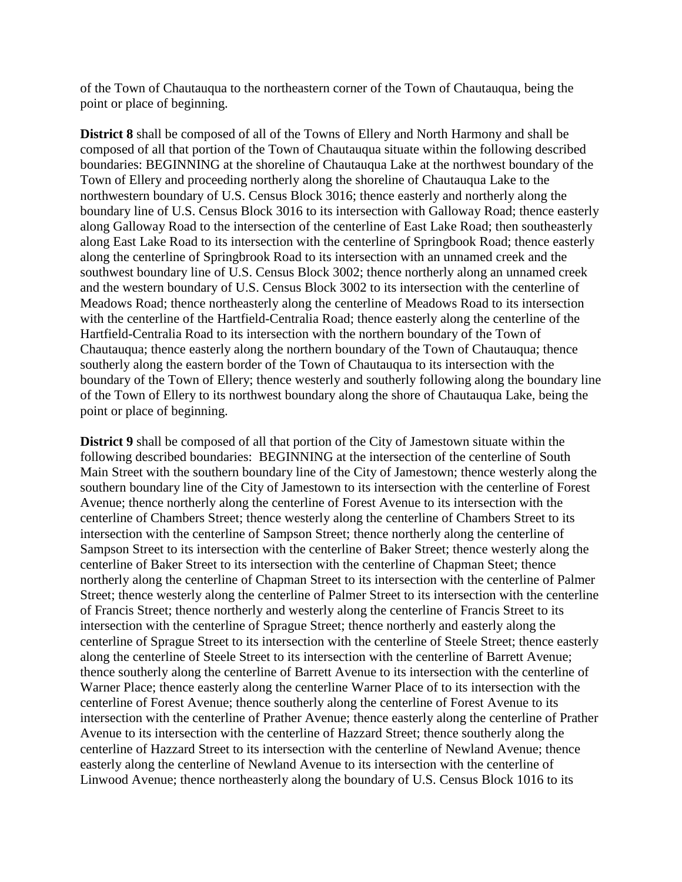of the Town of Chautauqua to the northeastern corner of the Town of Chautauqua, being the point or place of beginning.

**District 8** shall be composed of all of the Towns of Ellery and North Harmony and shall be composed of all that portion of the Town of Chautauqua situate within the following described boundaries: BEGINNING at the shoreline of Chautauqua Lake at the northwest boundary of the Town of Ellery and proceeding northerly along the shoreline of Chautauqua Lake to the northwestern boundary of U.S. Census Block 3016; thence easterly and northerly along the boundary line of U.S. Census Block 3016 to its intersection with Galloway Road; thence easterly along Galloway Road to the intersection of the centerline of East Lake Road; then southeasterly along East Lake Road to its intersection with the centerline of Springbook Road; thence easterly along the centerline of Springbrook Road to its intersection with an unnamed creek and the southwest boundary line of U.S. Census Block 3002; thence northerly along an unnamed creek and the western boundary of U.S. Census Block 3002 to its intersection with the centerline of Meadows Road; thence northeasterly along the centerline of Meadows Road to its intersection with the centerline of the Hartfield-Centralia Road; thence easterly along the centerline of the Hartfield-Centralia Road to its intersection with the northern boundary of the Town of Chautauqua; thence easterly along the northern boundary of the Town of Chautauqua; thence southerly along the eastern border of the Town of Chautauqua to its intersection with the boundary of the Town of Ellery; thence westerly and southerly following along the boundary line of the Town of Ellery to its northwest boundary along the shore of Chautauqua Lake, being the point or place of beginning.

**District 9** shall be composed of all that portion of the City of Jamestown situate within the following described boundaries: BEGINNING at the intersection of the centerline of South Main Street with the southern boundary line of the City of Jamestown; thence westerly along the southern boundary line of the City of Jamestown to its intersection with the centerline of Forest Avenue; thence northerly along the centerline of Forest Avenue to its intersection with the centerline of Chambers Street; thence westerly along the centerline of Chambers Street to its intersection with the centerline of Sampson Street; thence northerly along the centerline of Sampson Street to its intersection with the centerline of Baker Street; thence westerly along the centerline of Baker Street to its intersection with the centerline of Chapman Steet; thence northerly along the centerline of Chapman Street to its intersection with the centerline of Palmer Street; thence westerly along the centerline of Palmer Street to its intersection with the centerline of Francis Street; thence northerly and westerly along the centerline of Francis Street to its intersection with the centerline of Sprague Street; thence northerly and easterly along the centerline of Sprague Street to its intersection with the centerline of Steele Street; thence easterly along the centerline of Steele Street to its intersection with the centerline of Barrett Avenue; thence southerly along the centerline of Barrett Avenue to its intersection with the centerline of Warner Place; thence easterly along the centerline Warner Place of to its intersection with the centerline of Forest Avenue; thence southerly along the centerline of Forest Avenue to its intersection with the centerline of Prather Avenue; thence easterly along the centerline of Prather Avenue to its intersection with the centerline of Hazzard Street; thence southerly along the centerline of Hazzard Street to its intersection with the centerline of Newland Avenue; thence easterly along the centerline of Newland Avenue to its intersection with the centerline of Linwood Avenue; thence northeasterly along the boundary of U.S. Census Block 1016 to its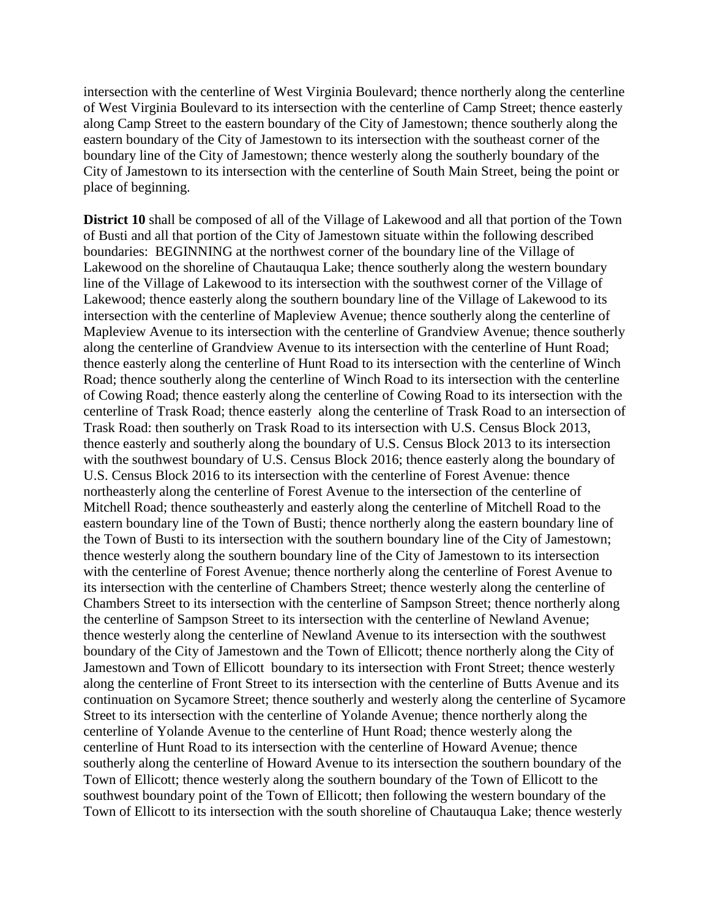intersection with the centerline of West Virginia Boulevard; thence northerly along the centerline of West Virginia Boulevard to its intersection with the centerline of Camp Street; thence easterly along Camp Street to the eastern boundary of the City of Jamestown; thence southerly along the eastern boundary of the City of Jamestown to its intersection with the southeast corner of the boundary line of the City of Jamestown; thence westerly along the southerly boundary of the City of Jamestown to its intersection with the centerline of South Main Street, being the point or place of beginning.

**District 10** shall be composed of all of the Village of Lakewood and all that portion of the Town of Busti and all that portion of the City of Jamestown situate within the following described boundaries: BEGINNING at the northwest corner of the boundary line of the Village of Lakewood on the shoreline of Chautauqua Lake; thence southerly along the western boundary line of the Village of Lakewood to its intersection with the southwest corner of the Village of Lakewood; thence easterly along the southern boundary line of the Village of Lakewood to its intersection with the centerline of Mapleview Avenue; thence southerly along the centerline of Mapleview Avenue to its intersection with the centerline of Grandview Avenue; thence southerly along the centerline of Grandview Avenue to its intersection with the centerline of Hunt Road; thence easterly along the centerline of Hunt Road to its intersection with the centerline of Winch Road; thence southerly along the centerline of Winch Road to its intersection with the centerline of Cowing Road; thence easterly along the centerline of Cowing Road to its intersection with the centerline of Trask Road; thence easterly along the centerline of Trask Road to an intersection of Trask Road: then southerly on Trask Road to its intersection with U.S. Census Block 2013, thence easterly and southerly along the boundary of U.S. Census Block 2013 to its intersection with the southwest boundary of U.S. Census Block 2016; thence easterly along the boundary of U.S. Census Block 2016 to its intersection with the centerline of Forest Avenue: thence northeasterly along the centerline of Forest Avenue to the intersection of the centerline of Mitchell Road; thence southeasterly and easterly along the centerline of Mitchell Road to the eastern boundary line of the Town of Busti; thence northerly along the eastern boundary line of the Town of Busti to its intersection with the southern boundary line of the City of Jamestown; thence westerly along the southern boundary line of the City of Jamestown to its intersection with the centerline of Forest Avenue; thence northerly along the centerline of Forest Avenue to its intersection with the centerline of Chambers Street; thence westerly along the centerline of Chambers Street to its intersection with the centerline of Sampson Street; thence northerly along the centerline of Sampson Street to its intersection with the centerline of Newland Avenue; thence westerly along the centerline of Newland Avenue to its intersection with the southwest boundary of the City of Jamestown and the Town of Ellicott; thence northerly along the City of Jamestown and Town of Ellicott boundary to its intersection with Front Street; thence westerly along the centerline of Front Street to its intersection with the centerline of Butts Avenue and its continuation on Sycamore Street; thence southerly and westerly along the centerline of Sycamore Street to its intersection with the centerline of Yolande Avenue; thence northerly along the centerline of Yolande Avenue to the centerline of Hunt Road; thence westerly along the centerline of Hunt Road to its intersection with the centerline of Howard Avenue; thence southerly along the centerline of Howard Avenue to its intersection the southern boundary of the Town of Ellicott; thence westerly along the southern boundary of the Town of Ellicott to the southwest boundary point of the Town of Ellicott; then following the western boundary of the Town of Ellicott to its intersection with the south shoreline of Chautauqua Lake; thence westerly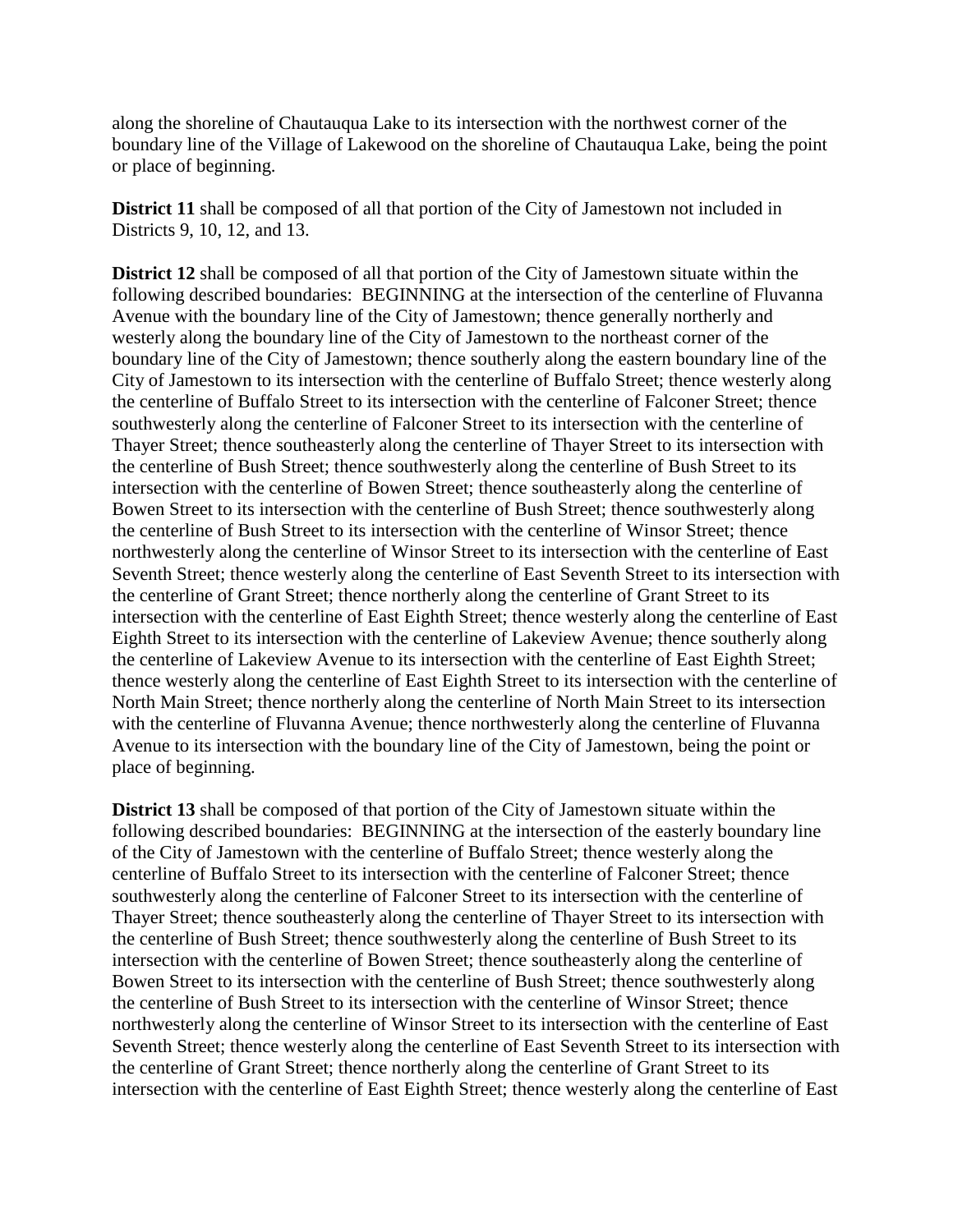along the shoreline of Chautauqua Lake to its intersection with the northwest corner of the boundary line of the Village of Lakewood on the shoreline of Chautauqua Lake, being the point or place of beginning.

**District 11** shall be composed of all that portion of the City of Jamestown not included in Districts 9, 10, 12, and 13.

**District 12** shall be composed of all that portion of the City of Jamestown situate within the following described boundaries: BEGINNING at the intersection of the centerline of Fluvanna Avenue with the boundary line of the City of Jamestown; thence generally northerly and westerly along the boundary line of the City of Jamestown to the northeast corner of the boundary line of the City of Jamestown; thence southerly along the eastern boundary line of the City of Jamestown to its intersection with the centerline of Buffalo Street; thence westerly along the centerline of Buffalo Street to its intersection with the centerline of Falconer Street; thence southwesterly along the centerline of Falconer Street to its intersection with the centerline of Thayer Street; thence southeasterly along the centerline of Thayer Street to its intersection with the centerline of Bush Street; thence southwesterly along the centerline of Bush Street to its intersection with the centerline of Bowen Street; thence southeasterly along the centerline of Bowen Street to its intersection with the centerline of Bush Street; thence southwesterly along the centerline of Bush Street to its intersection with the centerline of Winsor Street; thence northwesterly along the centerline of Winsor Street to its intersection with the centerline of East Seventh Street; thence westerly along the centerline of East Seventh Street to its intersection with the centerline of Grant Street; thence northerly along the centerline of Grant Street to its intersection with the centerline of East Eighth Street; thence westerly along the centerline of East Eighth Street to its intersection with the centerline of Lakeview Avenue; thence southerly along the centerline of Lakeview Avenue to its intersection with the centerline of East Eighth Street; thence westerly along the centerline of East Eighth Street to its intersection with the centerline of North Main Street; thence northerly along the centerline of North Main Street to its intersection with the centerline of Fluvanna Avenue; thence northwesterly along the centerline of Fluvanna Avenue to its intersection with the boundary line of the City of Jamestown, being the point or place of beginning.

**District 13** shall be composed of that portion of the City of Jamestown situate within the following described boundaries: BEGINNING at the intersection of the easterly boundary line of the City of Jamestown with the centerline of Buffalo Street; thence westerly along the centerline of Buffalo Street to its intersection with the centerline of Falconer Street; thence southwesterly along the centerline of Falconer Street to its intersection with the centerline of Thayer Street; thence southeasterly along the centerline of Thayer Street to its intersection with the centerline of Bush Street; thence southwesterly along the centerline of Bush Street to its intersection with the centerline of Bowen Street; thence southeasterly along the centerline of Bowen Street to its intersection with the centerline of Bush Street; thence southwesterly along the centerline of Bush Street to its intersection with the centerline of Winsor Street; thence northwesterly along the centerline of Winsor Street to its intersection with the centerline of East Seventh Street; thence westerly along the centerline of East Seventh Street to its intersection with the centerline of Grant Street; thence northerly along the centerline of Grant Street to its intersection with the centerline of East Eighth Street; thence westerly along the centerline of East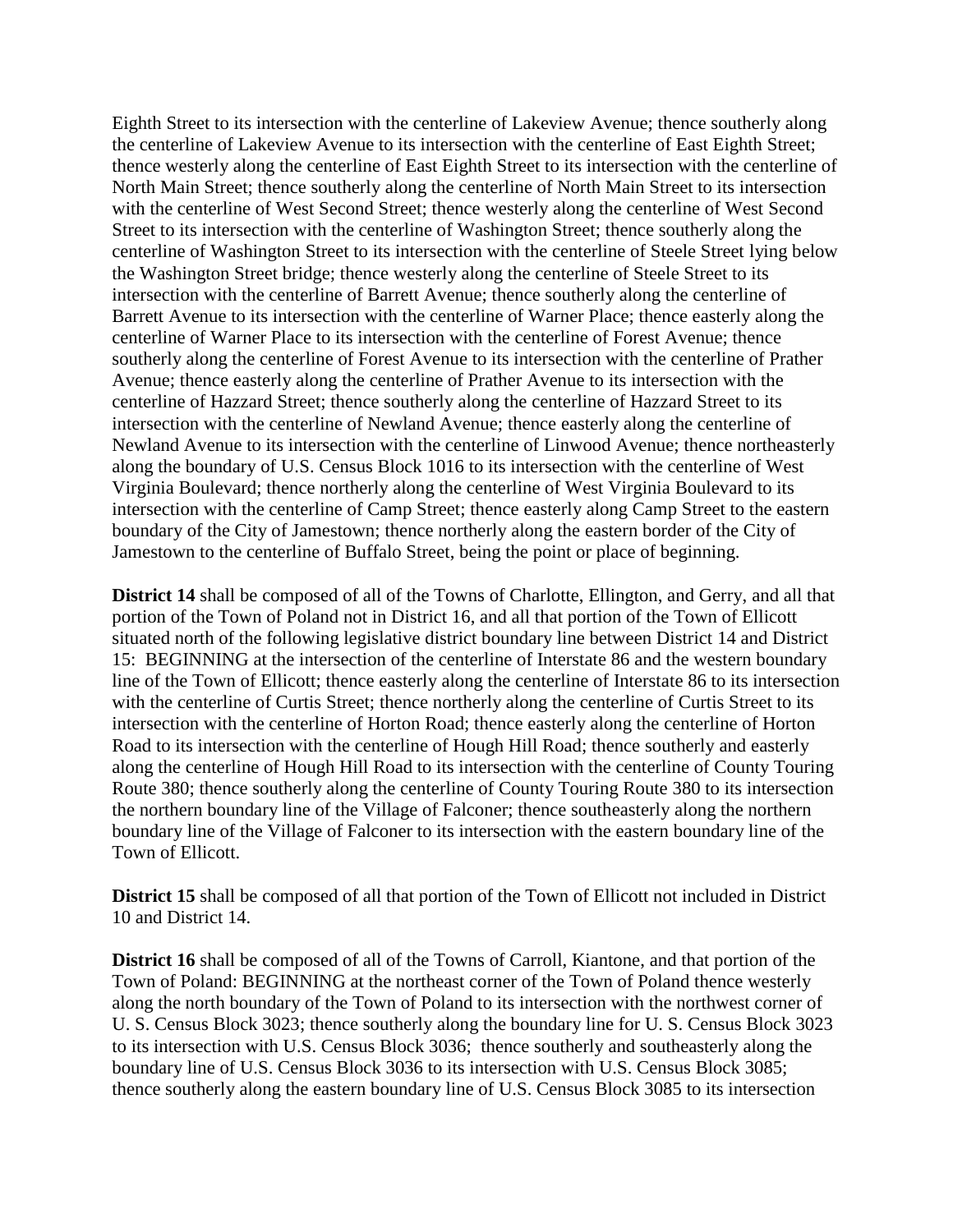Eighth Street to its intersection with the centerline of Lakeview Avenue; thence southerly along the centerline of Lakeview Avenue to its intersection with the centerline of East Eighth Street; thence westerly along the centerline of East Eighth Street to its intersection with the centerline of North Main Street; thence southerly along the centerline of North Main Street to its intersection with the centerline of West Second Street; thence westerly along the centerline of West Second Street to its intersection with the centerline of Washington Street; thence southerly along the centerline of Washington Street to its intersection with the centerline of Steele Street lying below the Washington Street bridge; thence westerly along the centerline of Steele Street to its intersection with the centerline of Barrett Avenue; thence southerly along the centerline of Barrett Avenue to its intersection with the centerline of Warner Place; thence easterly along the centerline of Warner Place to its intersection with the centerline of Forest Avenue; thence southerly along the centerline of Forest Avenue to its intersection with the centerline of Prather Avenue; thence easterly along the centerline of Prather Avenue to its intersection with the centerline of Hazzard Street; thence southerly along the centerline of Hazzard Street to its intersection with the centerline of Newland Avenue; thence easterly along the centerline of Newland Avenue to its intersection with the centerline of Linwood Avenue; thence northeasterly along the boundary of U.S. Census Block 1016 to its intersection with the centerline of West Virginia Boulevard; thence northerly along the centerline of West Virginia Boulevard to its intersection with the centerline of Camp Street; thence easterly along Camp Street to the eastern boundary of the City of Jamestown; thence northerly along the eastern border of the City of Jamestown to the centerline of Buffalo Street, being the point or place of beginning.

**District 14** shall be composed of all of the Towns of Charlotte, Ellington, and Gerry, and all that portion of the Town of Poland not in District 16, and all that portion of the Town of Ellicott situated north of the following legislative district boundary line between District 14 and District 15: BEGINNING at the intersection of the centerline of Interstate 86 and the western boundary line of the Town of Ellicott; thence easterly along the centerline of Interstate 86 to its intersection with the centerline of Curtis Street; thence northerly along the centerline of Curtis Street to its intersection with the centerline of Horton Road; thence easterly along the centerline of Horton Road to its intersection with the centerline of Hough Hill Road; thence southerly and easterly along the centerline of Hough Hill Road to its intersection with the centerline of County Touring Route 380; thence southerly along the centerline of County Touring Route 380 to its intersection the northern boundary line of the Village of Falconer; thence southeasterly along the northern boundary line of the Village of Falconer to its intersection with the eastern boundary line of the Town of Ellicott.

**District 15** shall be composed of all that portion of the Town of Ellicott not included in District 10 and District 14.

**District 16** shall be composed of all of the Towns of Carroll, Kiantone, and that portion of the Town of Poland: BEGINNING at the northeast corner of the Town of Poland thence westerly along the north boundary of the Town of Poland to its intersection with the northwest corner of U. S. Census Block 3023; thence southerly along the boundary line for U. S. Census Block 3023 to its intersection with U.S. Census Block 3036; thence southerly and southeasterly along the boundary line of U.S. Census Block 3036 to its intersection with U.S. Census Block 3085; thence southerly along the eastern boundary line of U.S. Census Block 3085 to its intersection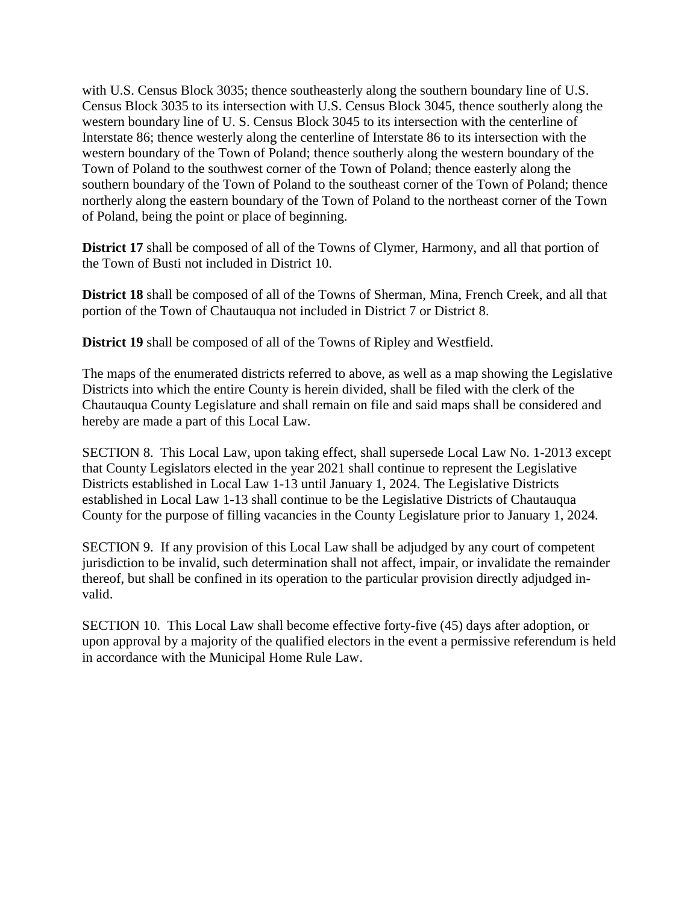with U.S. Census Block 3035; thence southeasterly along the southern boundary line of U.S. Census Block 3035 to its intersection with U.S. Census Block 3045, thence southerly along the western boundary line of U. S. Census Block 3045 to its intersection with the centerline of Interstate 86; thence westerly along the centerline of Interstate 86 to its intersection with the western boundary of the Town of Poland; thence southerly along the western boundary of the Town of Poland to the southwest corner of the Town of Poland; thence easterly along the southern boundary of the Town of Poland to the southeast corner of the Town of Poland; thence northerly along the eastern boundary of the Town of Poland to the northeast corner of the Town of Poland, being the point or place of beginning.

**District 17** shall be composed of all of the Towns of Clymer, Harmony, and all that portion of the Town of Busti not included in District 10.

**District 18** shall be composed of all of the Towns of Sherman, Mina, French Creek, and all that portion of the Town of Chautauqua not included in District 7 or District 8.

**District 19** shall be composed of all of the Towns of Ripley and Westfield.

The maps of the enumerated districts referred to above, as well as a map showing the Legislative Districts into which the entire County is herein divided, shall be filed with the clerk of the Chautauqua County Legislature and shall remain on file and said maps shall be considered and hereby are made a part of this Local Law.

SECTION 8. This Local Law, upon taking effect, shall supersede Local Law No. 1-2013 except that County Legislators elected in the year 2021 shall continue to represent the Legislative Districts established in Local Law 1-13 until January 1, 2024. The Legislative Districts established in Local Law 1-13 shall continue to be the Legislative Districts of Chautauqua County for the purpose of filling vacancies in the County Legislature prior to January 1, 2024.

SECTION 9. If any provision of this Local Law shall be adjudged by any court of competent jurisdiction to be invalid, such determination shall not affect, impair, or invalidate the remainder thereof, but shall be confined in its operation to the particular provision directly adjudged invalid.

SECTION 10. This Local Law shall become effective forty-five (45) days after adoption, or upon approval by a majority of the qualified electors in the event a permissive referendum is held in accordance with the Municipal Home Rule Law.